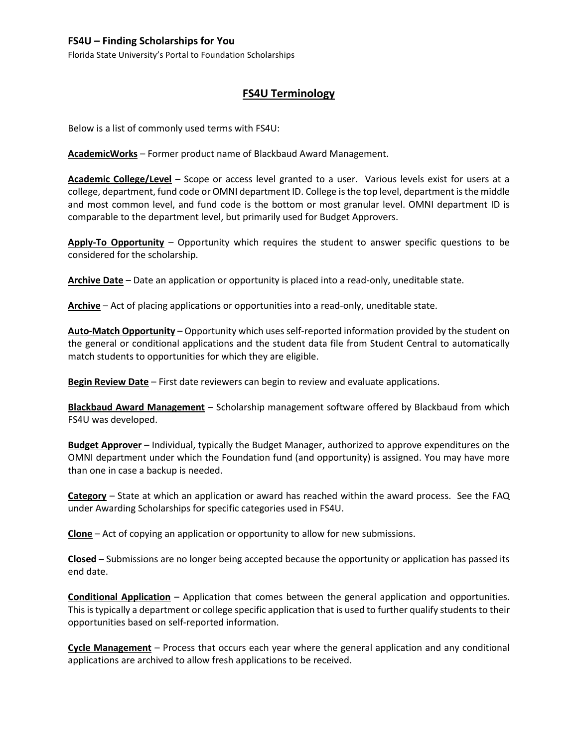**FS4U – Finding Scholarships for You**

Florida State University's Portal to Foundation Scholarships

## FS4U Terminology

Below is a list of commonly used terms with FS4U:

**AcademicWorks** – Former product name of Blackbaud Award Management.

**Academic College/Level** – Scope or access level granted to a user. Various levels exist for users at a college, department, fund code or OMNI department ID. College is the top level, department is the middle and most common level, and fund code is the bottom or most granular level. OMNI department ID is comparable to the department level, but primarily used for Budget Approvers.

**Apply-To Opportunity** – Opportunity which requires the student to answer specific questions to be considered for the scholarship.

**Archive Date** – Date an application or opportunity is placed into a read-only, uneditable state.

**Archive** – Act of placing applications or opportunities into a read-only, uneditable state.

**Auto-Match Opportunity** – Opportunity which uses self-reported information provided by the student on the general or conditional applications and the student data file from Student Central to automatically match students to opportunities for which they are eligible.

**Begin Review Date** – First date reviewers can begin to review and evaluate applications.

**Blackbaud Award Management** – Scholarship management software offered by Blackbaud from which FS4U was developed.

**Budget Approver** – Individual, typically the Budget Manager, authorized to approve expenditures on the OMNI department under which the Foundation fund (and opportunity) is assigned. You may have more than one in case a backup is needed.

**Category** – State at which an application or award has reached within the award process. See the FAQ under Awarding Scholarships for specific categories used in FS4U.

**Clone** – Act of copying an application or opportunity to allow for new submissions.

**Closed** – Submissions are no longer being accepted because the opportunity or application has passed its end date.

**Conditional Application** – Application that comes between the general application and opportunities. This is typically a department or college specific application that is used to further qualify students to their opportunities based on self-reported information.

**Cycle Management** – Process that occurs each year where the general application and any conditional applications are archived to allow fresh applications to be received.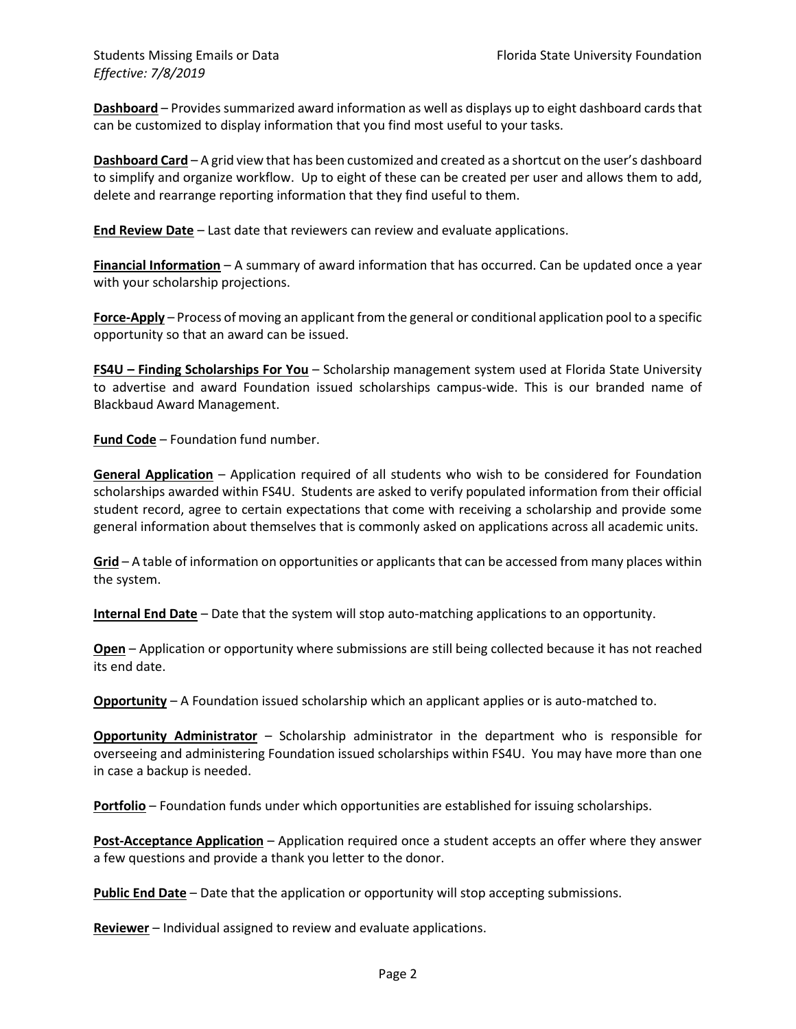**Dashboard** – Provides summarized award information as well as displays up to eight dashboard cards that can be customized to display information that you find most useful to your tasks.

**Dashboard Card** – A grid view that has been customized and created as a shortcut on the user's dashboard to simplify and organize workflow. Up to eight of these can be created per user and allows them to add, delete and rearrange reporting information that they find useful to them.

**End Review Date** – Last date that reviewers can review and evaluate applications.

**Financial Information** – A summary of award information that has occurred. Can be updated once a year with your scholarship projections.

**Force-Apply** – Process of moving an applicant from the general or conditional application pool to a specific opportunity so that an award can be issued.

**FS4U – Finding Scholarships For You** – Scholarship management system used at Florida State University to advertise and award Foundation issued scholarships campus-wide. This is our branded name of Blackbaud Award Management.

**Fund Code** – Foundation fund number.

**General Application** – Application required of all students who wish to be considered for Foundation scholarships awarded within FS4U. Students are asked to verify populated information from their official student record, agree to certain expectations that come with receiving a scholarship and provide some general information about themselves that is commonly asked on applications across all academic units.

**Grid** – A table of information on opportunities or applicants that can be accessed from many places within the system.

**Internal End Date** – Date that the system will stop auto-matching applications to an opportunity.

**Open** – Application or opportunity where submissions are still being collected because it has not reached its end date.

**Opportunity** – A Foundation issued scholarship which an applicant applies or is auto-matched to.

**Opportunity Administrator** – Scholarship administrator in the department who is responsible for overseeing and administering Foundation issued scholarships within FS4U. You may have more than one in case a backup is needed.

**Portfolio** – Foundation funds under which opportunities are established for issuing scholarships.

**Post-Acceptance Application** – Application required once a student accepts an offer where they answer a few questions and provide a thank you letter to the donor.

**Public End Date** – Date that the application or opportunity will stop accepting submissions.

**Reviewer** – Individual assigned to review and evaluate applications.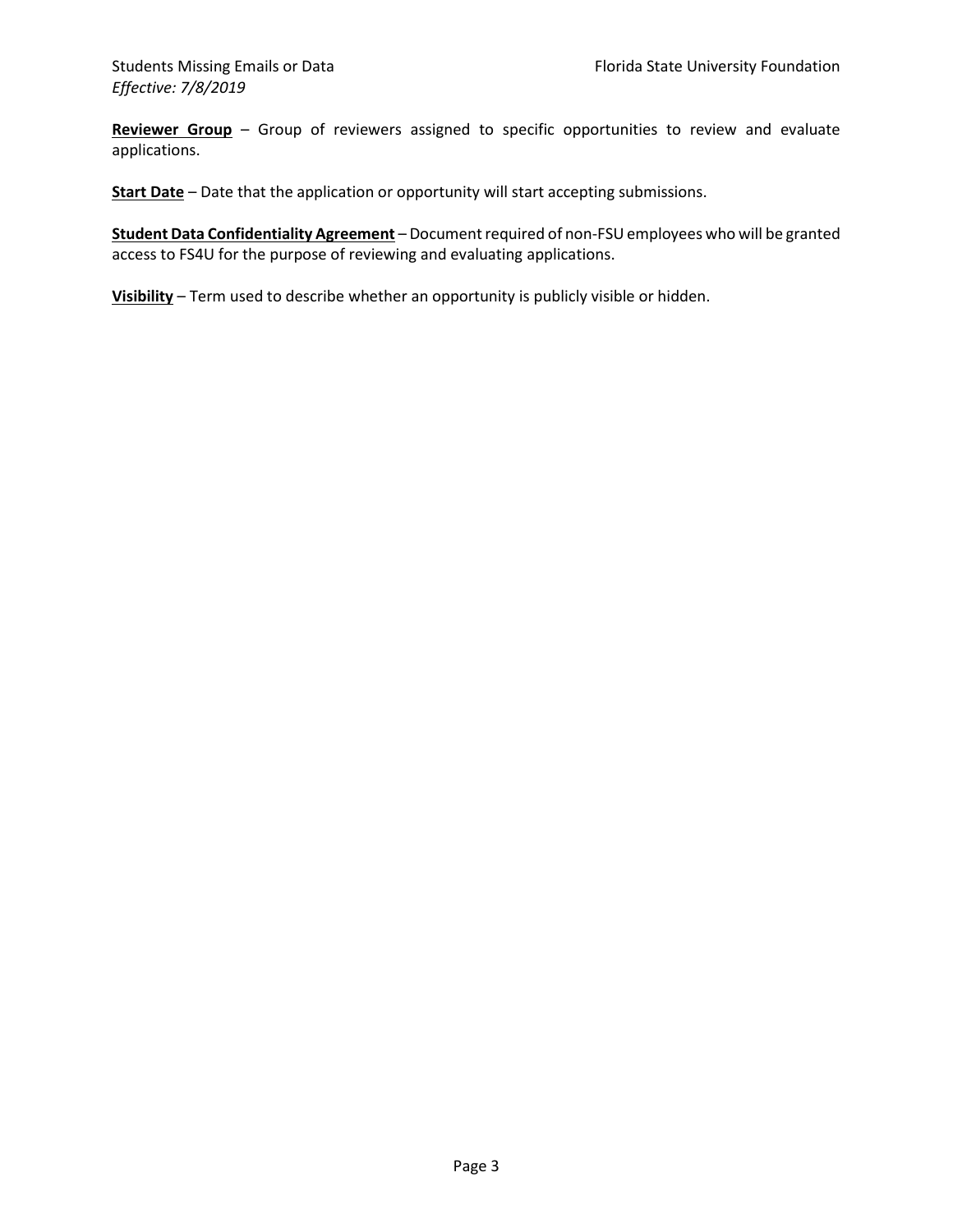**Reviewer Group** – Group of reviewers assigned to specific opportunities to review and evaluate applications.

**Start Date** – Date that the application or opportunity will start accepting submissions.

**Student Data Confidentiality Agreement** – Document required of non-FSU employees who will be granted access to FS4U for the purpose of reviewing and evaluating applications.

**Visibility** – Term used to describe whether an opportunity is publicly visible or hidden.